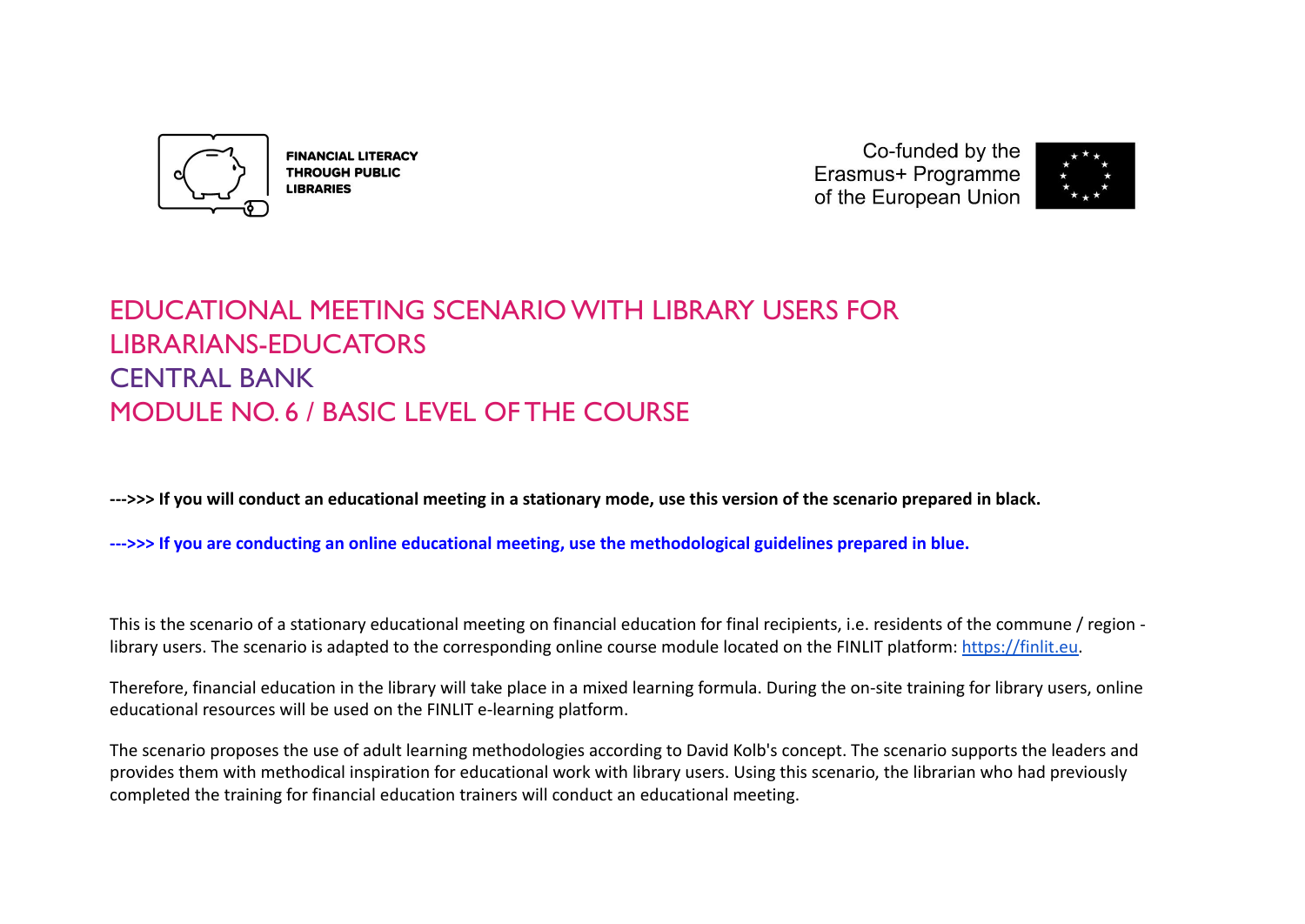FINANCIAL LITERACY THROUGH PUBLIC LIBRARIES

Co-funded by the Erasmus+ Programme of the European Union

# EDUCATIONAL MEETING SCENARIO WITH LIBRARY USERS FOR LIBRARIANS-EDUCATORS

# CENTRAL BANK

# MODULE NO. 6 / BASIC LEVEL OF THE COURSE

**--->>> If you will conduct an educational meeting in a stationary mode, use this version of the scenario prepared in black.**

**--->>> If you are conducting an online educational meeting, use the methodological guidelines prepared in blue.**

This is the scenario of a stationary educational meeting on financial education for final recipients, i.e. residents of the commune / region - library users. The scenario is adapted to the corresponding online course module located on the FINLIT platform: https://finlit.eu.

Therefore, financial education in the library will take place in a mixed learning formula. During the on-site training for library users, online educational resources will be used on the FINLIT e-learning platform.

The scenario proposes the use of adult learning methodologies according to David Kolb's concept. The scenario supports the leaders and provides them with methodical inspiration for educational work with library users. Using this scenario, the librarian who had previously completed the training for financial education trainers will conduct an educational meeting.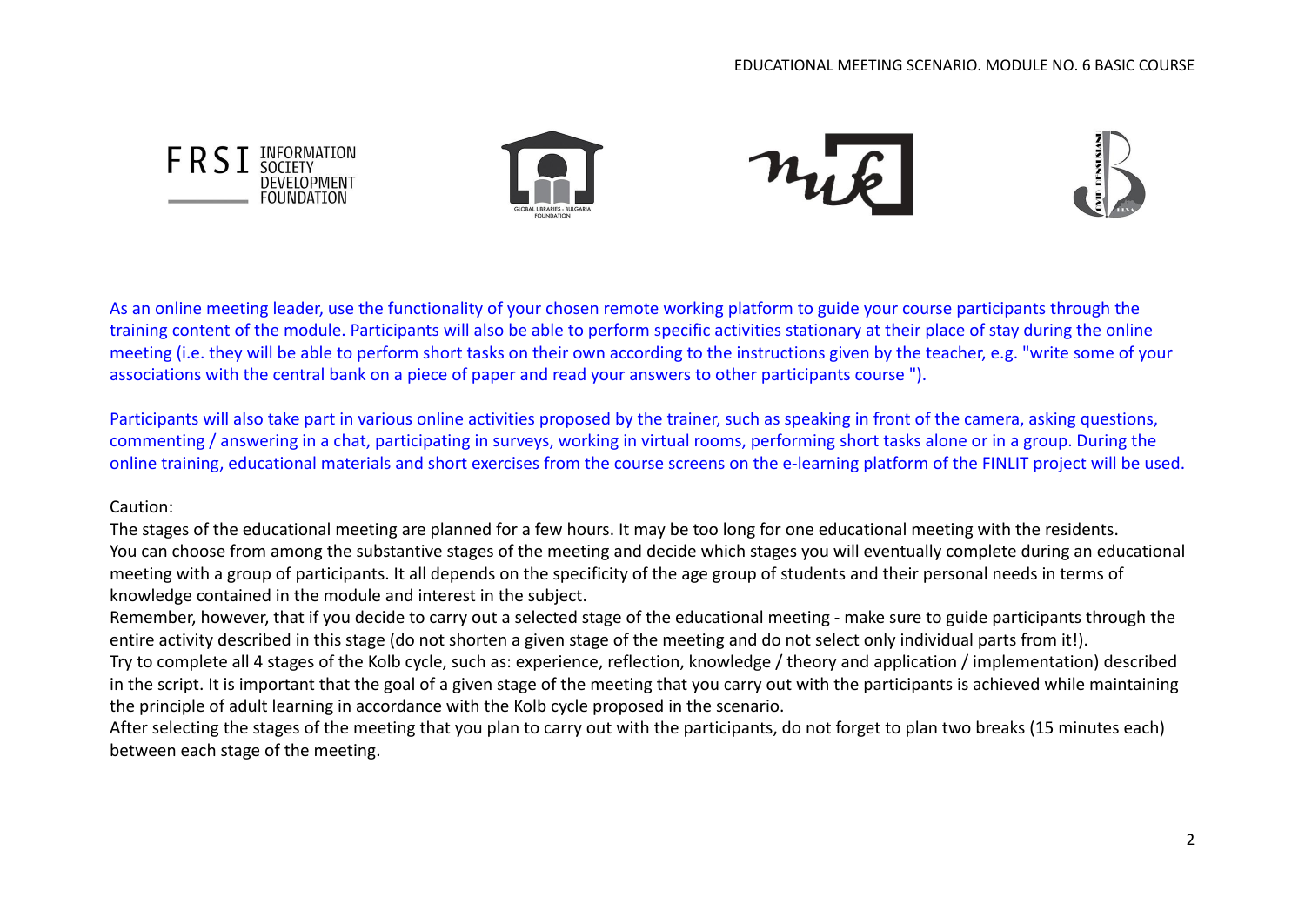As an online meeting leader, use the functionality of your chosen remote working platform to guide your course participants through the training content of the module. Participants will also be able to perform specific activities stationary at their place of stay during the online meeting (i.e. they will be able to perform short tasks on their own according to the instructions given by the teacher, e.g. "write some of your associations with the central bank on a piece of paper and read your answers to other participants course ").

Participants will also take part in various online activities proposed by the trainer, such as speaking in front of the camera, asking questions, commenting / answering in a chat, participating in surveys, working in virtual rooms, performing short tasks alone or in a group. During the online training, educational materials and short exercises from the course screens on the e-learning platform of the FINLIT project will be used.

Caution:

The stages of the educational meeting are planned for a few hours. It may be too long for one educational meeting with the residents.

You can choose from among the substantive stages of the meeting and decide which stages you will eventually complete during an educational meeting with a group of participants. It all depends on the specificity of the age group of students and their personal needs in terms of knowledge contained in the module and interest in the subject.

Remember, however, that if you decide to carry out a selected stage of the educational meeting - make sure to guide participants through the entire activity described in this stage (do not shorten a given stage of the meeting and do not select only individual parts from it!).

Try to complete all 4 stages of the Kolb cycle, such as: experience, reflection, knowledge / theory and application / implementation) described in the script. It is important that the goal of a given stage of the meeting that you carry out with the participants is achieved while maintaining the principle of adult learning in accordance with the Kolb cycle proposed in the scenario.

After selecting the stages of the meeting that you plan to carry out with the participants, do not forget to plan two breaks (15 minutes each) between each stage of the meeting.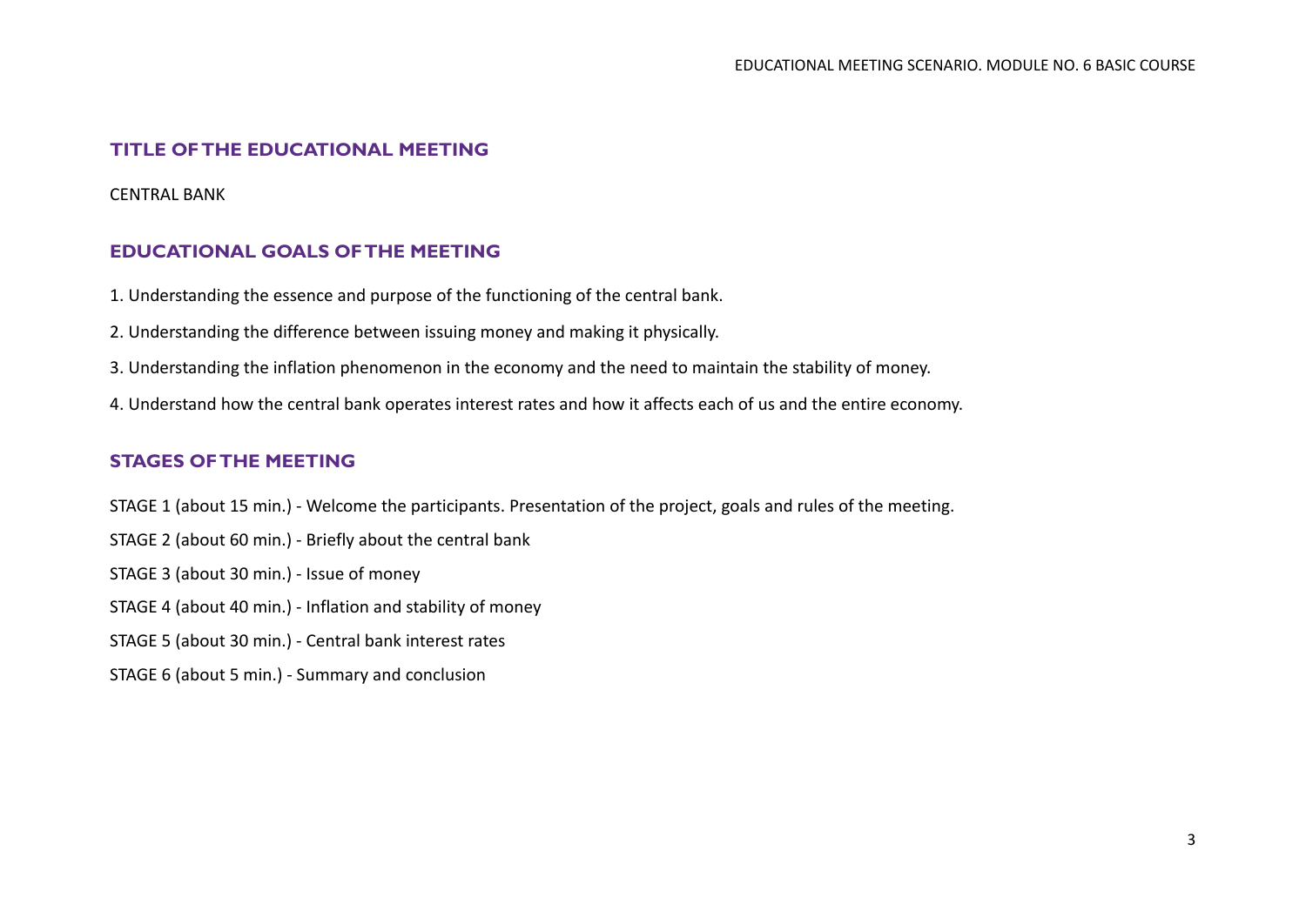## TITLE OF THE EDUCATIONAL MEETING

CENTRAL BANK

## EDUCATIONAL GOALS OF THE MEETING

1. Understanding the essence and purpose of the functioning of the central bank.
2. Understanding the difference between issuing money and making it physically.
3. Understanding the inflation phenomenon in the economy and the need to maintain the stability of money.
4. Understand how the central bank operates interest rates and how it affects each of us and the entire economy.

## STAGES OF THE MEETING

STAGE 1 (about 15 min.) - Welcome the participants. Presentation of the project, goals and rules of the meeting.

STAGE 2 (about 60 min.) - Briefly about the central bank

STAGE 3 (about 30 min.) - Issue of money

STAGE 4 (about 40 min.) - Inflation and stability of money

STAGE 5 (about 30 min.) - Central bank interest rates

STAGE 6 (about 5 min.) - Summary and conclusion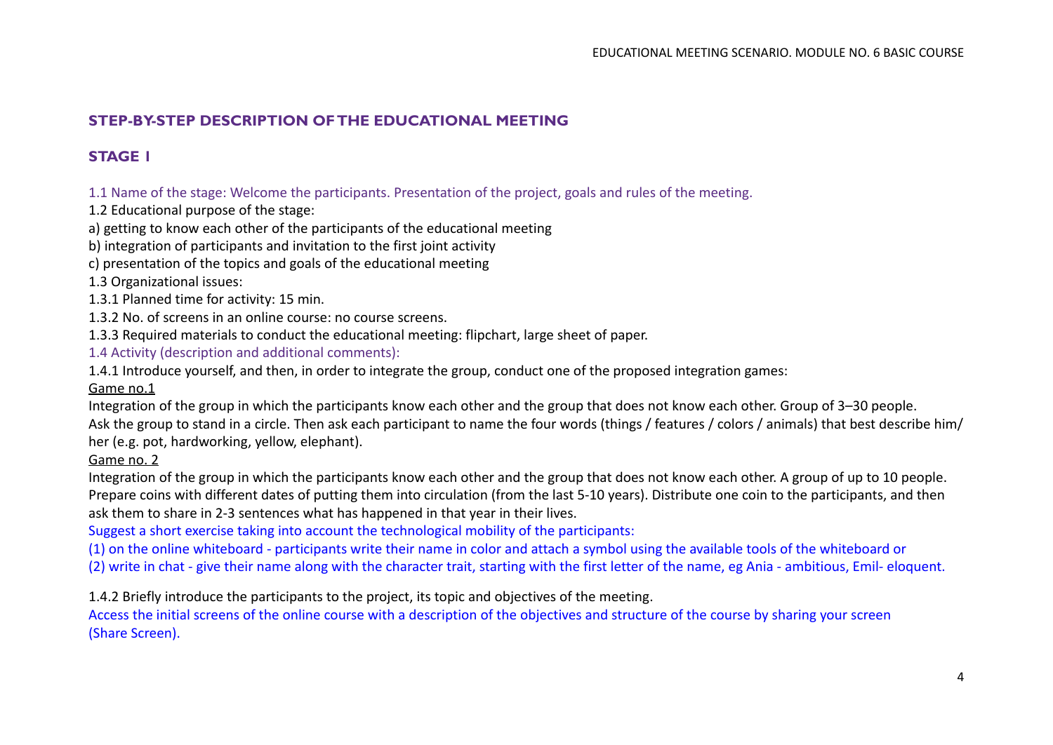## STEP-BY-STEP DESCRIPTION OF THE EDUCATIONAL MEETING

## STAGE 1

1.1 Name of the stage: Welcome the participants. Presentation of the project, goals and rules of the meeting.

1.2 Educational purpose of the stage:

a) getting to know each other of the participants of the educational meeting

b) integration of participants and invitation to the first joint activity

c) presentation of the topics and goals of the educational meeting

1.3 Organizational issues:

1.3.1 Planned time for activity: 15 min.

1.3.2 No. of screens in an online course: no course screens.

1.3.3 Required materials to conduct the educational meeting: flipchart, large sheet of paper.

1.4 Activity (description and additional comments):

1.4.1 Introduce yourself, and then, in order to integrate the group, conduct one of the proposed integration games:

Game no.1

Integration of the group in which the participants know each other and the group that does not know each other. Group of 3–30 people. Ask the group to stand in a circle. Then ask each participant to name the four words (things / features / colors / animals) that best describe him/her (e.g. pot, hardworking, yellow, elephant).

Game no. 2

Integration of the group in which the participants know each other and the group that does not know each other. A group of up to 10 people. Prepare coins with different dates of putting them into circulation (from the last 5-10 years). Distribute one coin to the participants, and then ask them to share in 2-3 sentences what has happened in that year in their lives.

Suggest a short exercise taking into account the technological mobility of the participants:

(1) on the online whiteboard - participants write their name in color and attach a symbol using the available tools of the whiteboard or

(2) write in chat - give their name along with the character trait, starting with the first letter of the name, eg Ania - ambitious, Emil- eloquent.

1.4.2 Briefly introduce the participants to the project, its topic and objectives of the meeting.

Access the initial screens of the online course with a description of the objectives and structure of the course by sharing your screen (Share Screen).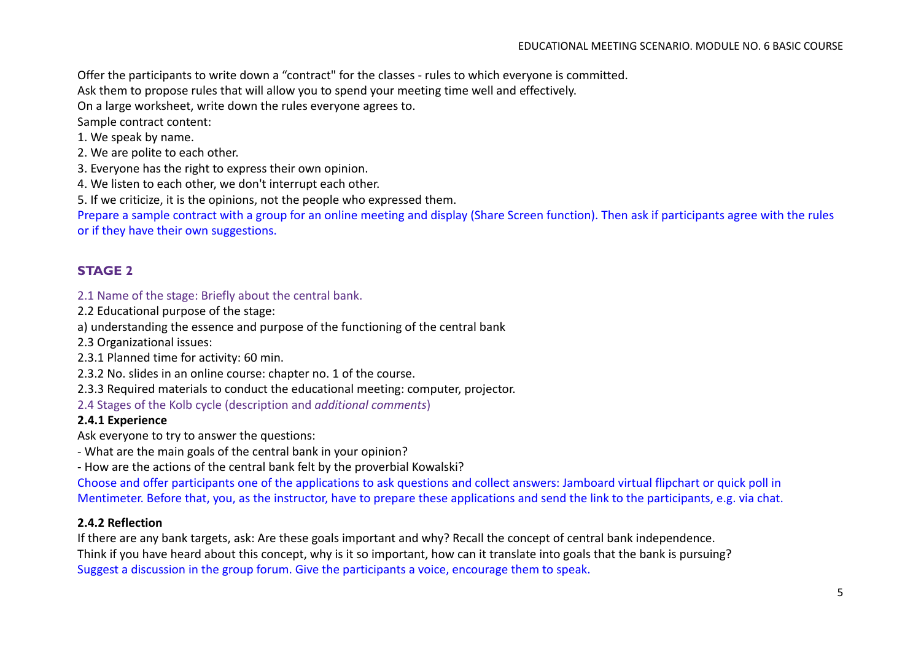Offer the participants to write down a “contract" for the classes - rules to which everyone is committed.
Ask them to propose rules that will allow you to spend your meeting time well and effectively.
On a large worksheet, write down the rules everyone agrees to.
Sample contract content:

1. We speak by name.
2. We are polite to each other.
3. Everyone has the right to express their own opinion.
4. We listen to each other, we don't interrupt each other.
5. If we criticize, it is the opinions, not the people who expressed them.

Prepare a sample contract with a group for an online meeting and display (Share Screen function). Then ask if participants agree with the rules or if they have their own suggestions.

## STAGE 2

2.1 Name of the stage: Briefly about the central bank.

2.2 Educational purpose of the stage:

a) understanding the essence and purpose of the functioning of the central bank

2.3 Organizational issues:

2.3.1 Planned time for activity: 60 min.

2.3.2 No. slides in an online course: chapter no. 1 of the course.

2.3.3 Required materials to conduct the educational meeting: computer, projector.

2.4 Stages of the Kolb cycle (description and *additional comments*)

**2.4.1 Experience**

Ask everyone to try to answer the questions:

- What are the main goals of the central bank in your opinion?
- How are the actions of the central bank felt by the proverbial Kowalski?

Choose and offer participants one of the applications to ask questions and collect answers: Jamboard virtual flipchart or quick poll in Mentimeter. Before that, you, as the instructor, have to prepare these applications and send the link to the participants, e.g. via chat.

**2.4.2 Reflection**

If there are any bank targets, ask: Are these goals important and why? Recall the concept of central bank independence.
Think if you have heard about this concept, why is it so important, how can it translate into goals that the bank is pursuing?
Suggest a discussion in the group forum. Give the participants a voice, encourage them to speak.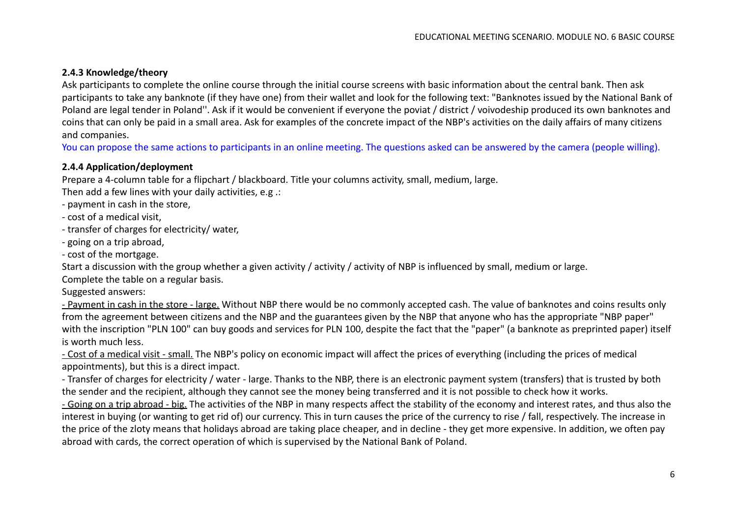### 2.4.3 Knowledge/theory

Ask participants to complete the online course through the initial course screens with basic information about the central bank. Then ask participants to take any banknote (if they have one) from their wallet and look for the following text: "Banknotes issued by the National Bank of Poland are legal tender in Poland''. Ask if it would be convenient if everyone the poviat / district / voivodeship produced its own banknotes and coins that can only be paid in a small area. Ask for examples of the concrete impact of the NBP's activities on the daily affairs of many citizens and companies.

You can propose the same actions to participants in an online meeting. The questions asked can be answered by the camera (people willing).

### 2.4.4 Application/deployment

Prepare a 4-column table for a flipchart / blackboard. Title your columns activity, small, medium, large.

Then add a few lines with your daily activities, e.g .:

- payment in cash in the store,
- cost of a medical visit,
- transfer of charges for electricity/ water,
- going on a trip abroad,
- cost of the mortgage.

Start a discussion with the group whether a given activity / activity / activity of NBP is influenced by small, medium or large.

Complete the table on a regular basis.

Suggested answers:

- Payment in cash in the store - large. Without NBP there would be no commonly accepted cash. The value of banknotes and coins results only from the agreement between citizens and the NBP and the guarantees given by the NBP that anyone who has the appropriate "NBP paper" with the inscription "PLN 100" can buy goods and services for PLN 100, despite the fact that the "paper" (a banknote as preprinted paper) itself is worth much less.

- Cost of a medical visit - small. The NBP's policy on economic impact will affect the prices of everything (including the prices of medical appointments), but this is a direct impact.

- Transfer of charges for electricity / water - large. Thanks to the NBP, there is an electronic payment system (transfers) that is trusted by both the sender and the recipient, although they cannot see the money being transferred and it is not possible to check how it works.

- Going on a trip abroad - big. The activities of the NBP in many respects affect the stability of the economy and interest rates, and thus also the interest in buying (or wanting to get rid of) our currency. This in turn causes the price of the currency to rise / fall, respectively. The increase in the price of the zloty means that holidays abroad are taking place cheaper, and in decline - they get more expensive. In addition, we often pay abroad with cards, the correct operation of which is supervised by the National Bank of Poland.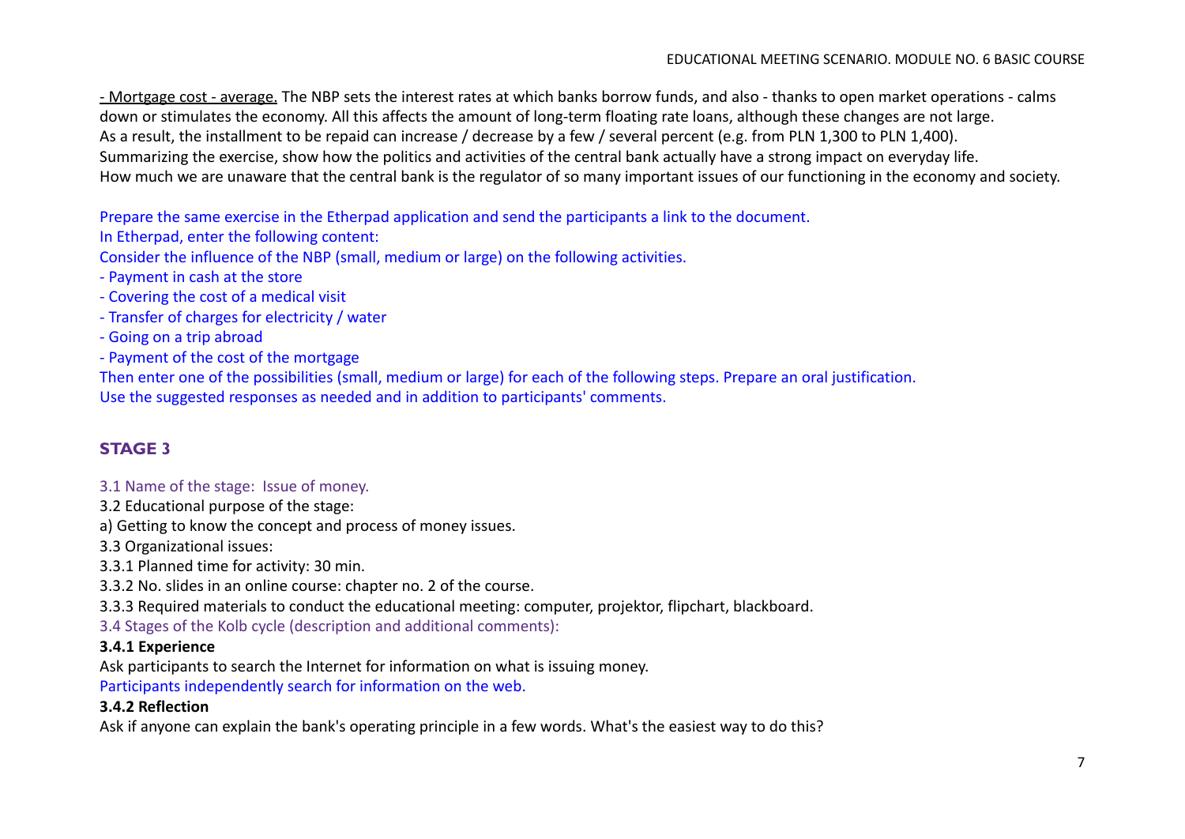<u>- Mortgage cost - average.</u> The NBP sets the interest rates at which banks borrow funds, and also - thanks to open market operations - calms down or stimulates the economy. All this affects the amount of long-term floating rate loans, although these changes are not large.
As a result, the installment to be repaid can increase / decrease by a few / several percent (e.g. from PLN 1,300 to PLN 1,400).
Summarizing the exercise, show how the politics and activities of the central bank actually have a strong impact on everyday life.
How much we are unaware that the central bank is the regulator of so many important issues of our functioning in the economy and society.

Prepare the same exercise in the Etherpad application and send the participants a link to the document.
In Etherpad, enter the following content:
Consider the influence of the NBP (small, medium or large) on the following activities.
- Payment in cash at the store
- Covering the cost of a medical visit
- Transfer of charges for electricity / water
- Going on a trip abroad
- Payment of the cost of the mortgage
Then enter one of the possibilities (small, medium or large) for each of the following steps. Prepare an oral justification.
Use the suggested responses as needed and in addition to participants' comments.

## STAGE 3

3.1 Name of the stage: Issue of money.
3.2 Educational purpose of the stage:
a) Getting to know the concept and process of money issues.
3.3 Organizational issues:
3.3.1 Planned time for activity: 30 min.
3.3.2 No. slides in an online course: chapter no. 2 of the course.
3.3.3 Required materials to conduct the educational meeting: computer, projektor, flipchart, blackboard.
3.4 Stages of the Kolb cycle (description and additional comments):

**3.4.1 Experience**

Ask participants to search the Internet for information on what is issuing money.
Participants independently search for information on the web.

**3.4.2 Reflection**

Ask if anyone can explain the bank's operating principle in a few words. What's the easiest way to do this?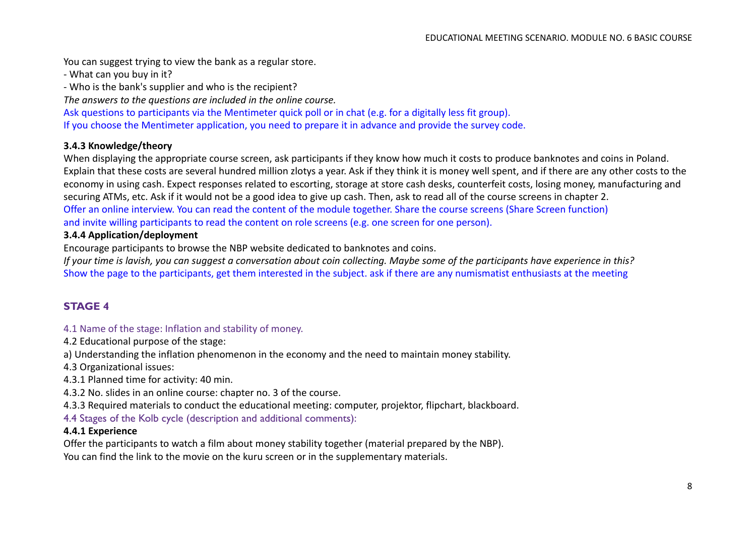You can suggest trying to view the bank as a regular store.

- What can you buy in it?
- Who is the bank's supplier and who is the recipient?

*The answers to the questions are included in the online course.*

Ask questions to participants via the Mentimeter quick poll or in chat (e.g. for a digitally less fit group).
If you choose the Mentimeter application, you need to prepare it in advance and provide the survey code.

**3.4.3 Knowledge/theory**

When displaying the appropriate course screen, ask participants if they know how much it costs to produce banknotes and coins in Poland. Explain that these costs are several hundred million zlotys a year. Ask if they think it is money well spent, and if there are any other costs to the economy in using cash. Expect responses related to escorting, storage at store cash desks, counterfeit costs, losing money, manufacturing and securing ATMs, etc. Ask if it would not be a good idea to give up cash. Then, ask to read all of the course screens in chapter 2.
Offer an online interview. You can read the content of the module together. Share the course screens (Share Screen function) and invite willing participants to read the content on role screens (e.g. one screen for one person).

**3.4.4 Application/deployment**

Encourage participants to browse the NBP website dedicated to banknotes and coins.
*If your time is lavish, you can suggest a conversation about coin collecting. Maybe some of the participants have experience in this?*
Show the page to the participants, get them interested in the subject. ask if there are any numismatist enthusiasts at the meeting

## STAGE 4

4.1 Name of the stage: Inflation and stability of money.

4.2 Educational purpose of the stage:

a) Understanding the inflation phenomenon in the economy and the need to maintain money stability.

4.3 Organizational issues:

4.3.1 Planned time for activity: 40 min.

4.3.2 No. slides in an online course: chapter no. 3 of the course.

4.3.3 Required materials to conduct the educational meeting: computer, projektor, flipchart, blackboard.

4.4 Stages of the Kolb cycle (description and additional comments):

**4.4.1 Experience**

Offer the participants to watch a film about money stability together (material prepared by the NBP).
You can find the link to the movie on the kuru screen or in the supplementary materials.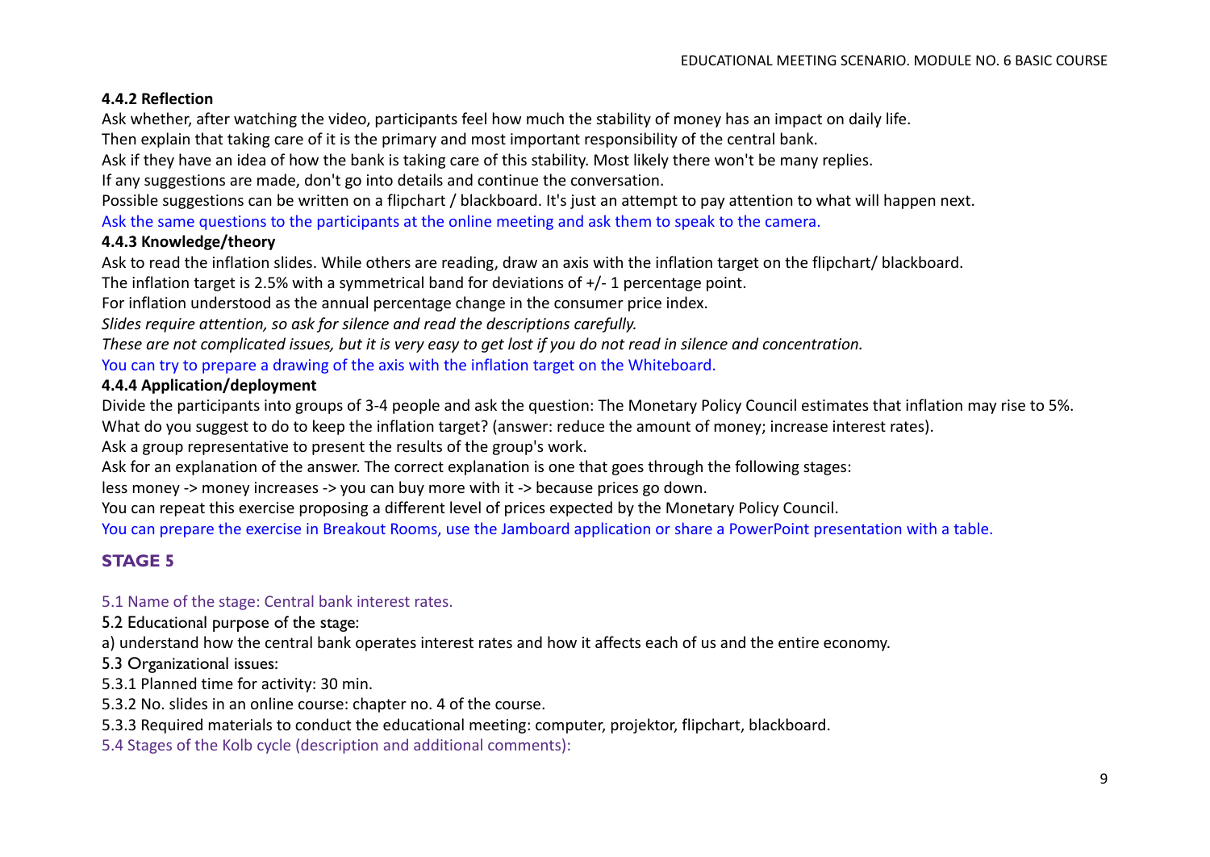#### 4.4.2 Reflection

Ask whether, after watching the video, participants feel how much the stability of money has an impact on daily life.

Then explain that taking care of it is the primary and most important responsibility of the central bank.

Ask if they have an idea of how the bank is taking care of this stability. Most likely there won't be many replies.

If any suggestions are made, don't go into details and continue the conversation.

Possible suggestions can be written on a flipchart / blackboard. It's just an attempt to pay attention to what will happen next.

Ask the same questions to the participants at the online meeting and ask them to speak to the camera.

#### 4.4.3 Knowledge/theory

Ask to read the inflation slides. While others are reading, draw an axis with the inflation target on the flipchart/ blackboard.

The inflation target is 2.5% with a symmetrical band for deviations of +/- 1 percentage point.

For inflation understood as the annual percentage change in the consumer price index.

*Slides require attention, so ask for silence and read the descriptions carefully.*

*These are not complicated issues, but it is very easy to get lost if you do not read in silence and concentration.*

You can try to prepare a drawing of the axis with the inflation target on the Whiteboard.

#### 4.4.4 Application/deployment

Divide the participants into groups of 3-4 people and ask the question: The Monetary Policy Council estimates that inflation may rise to 5%.

What do you suggest to do to keep the inflation target? (answer: reduce the amount of money; increase interest rates).

Ask a group representative to present the results of the group's work.

Ask for an explanation of the answer. The correct explanation is one that goes through the following stages:

less money -> money increases -> you can buy more with it -> because prices go down.

You can repeat this exercise proposing a different level of prices expected by the Monetary Policy Council.

You can prepare the exercise in Breakout Rooms, use the Jamboard application or share a PowerPoint presentation with a table.

## STAGE 5

5.1 Name of the stage: Central bank interest rates.

5.2 Educational purpose of the stage:

a) understand how the central bank operates interest rates and how it affects each of us and the entire economy.

5.3 Organizational issues:

5.3.1 Planned time for activity: 30 min.

5.3.2 No. slides in an online course: chapter no. 4 of the course.

5.3.3 Required materials to conduct the educational meeting: computer, projektor, flipchart, blackboard.

5.4 Stages of the Kolb cycle (description and additional comments):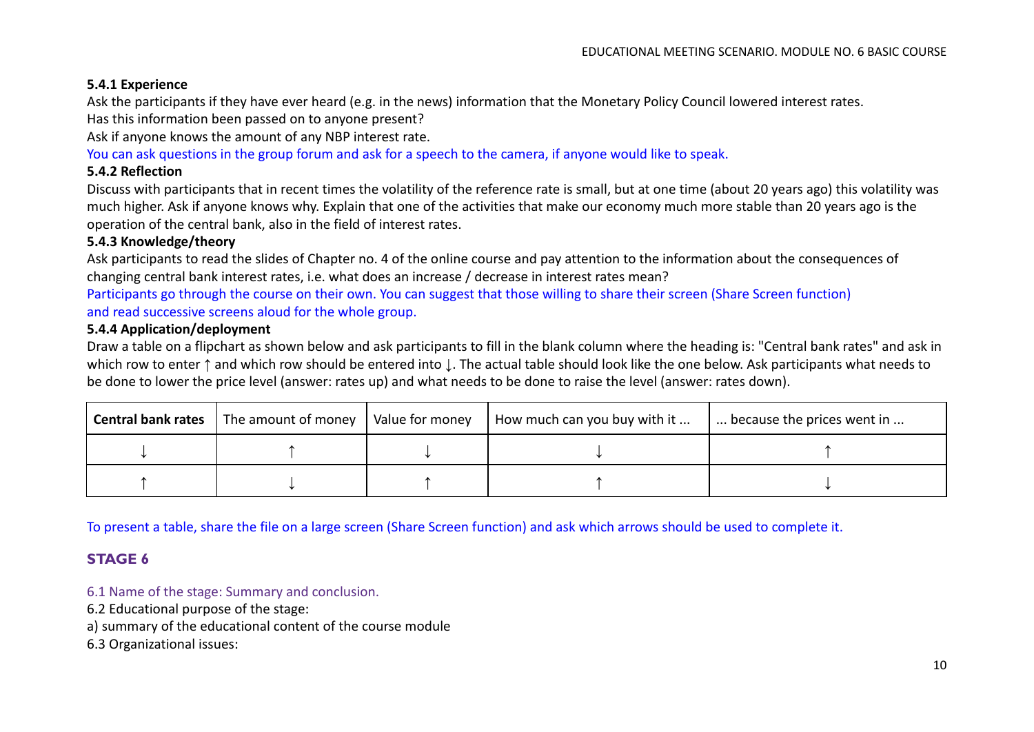**5.4.1 Experience**

Ask the participants if they have ever heard (e.g. in the news) information that the Monetary Policy Council lowered interest rates.
Has this information been passed on to anyone present?
Ask if anyone knows the amount of any NBP interest rate.
You can ask questions in the group forum and ask for a speech to the camera, if anyone would like to speak.

**5.4.2 Reflection**

Discuss with participants that in recent times the volatility of the reference rate is small, but at one time (about 20 years ago) this volatility was much higher. Ask if anyone knows why. Explain that one of the activities that make our economy much more stable than 20 years ago is the operation of the central bank, also in the field of interest rates.

**5.4.3 Knowledge/theory**

Ask participants to read the slides of Chapter no. 4 of the online course and pay attention to the information about the consequences of changing central bank interest rates, i.e. what does an increase / decrease in interest rates mean?
Participants go through the course on their own. You can suggest that those willing to share their screen (Share Screen function) and read successive screens aloud for the whole group.

**5.4.4 Application/deployment**

Draw a table on a flipchart as shown below and ask participants to fill in the blank column where the heading is: "Central bank rates" and ask in which row to enter ↑ and which row should be entered into ↓. The actual table should look like the one below. Ask participants what needs to be done to lower the price level (answer: rates up) and what needs to be done to raise the level (answer: rates down).

| **Central bank rates** | The amount of money | Value for money | How much can you buy with it ... | ... because the prices went in ... |
|---|---|---|---|---|
| ↓ | ↑ | ↓ | ↓ | ↑ |
| ↑ | ↓ | ↑ | ↑ | ↓ |

To present a table, share the file on a large screen (Share Screen function) and ask which arrows should be used to complete it.

## STAGE 6

6.1 Name of the stage: Summary and conclusion.
6.2 Educational purpose of the stage:
a) summary of the educational content of the course module
6.3 Organizational issues: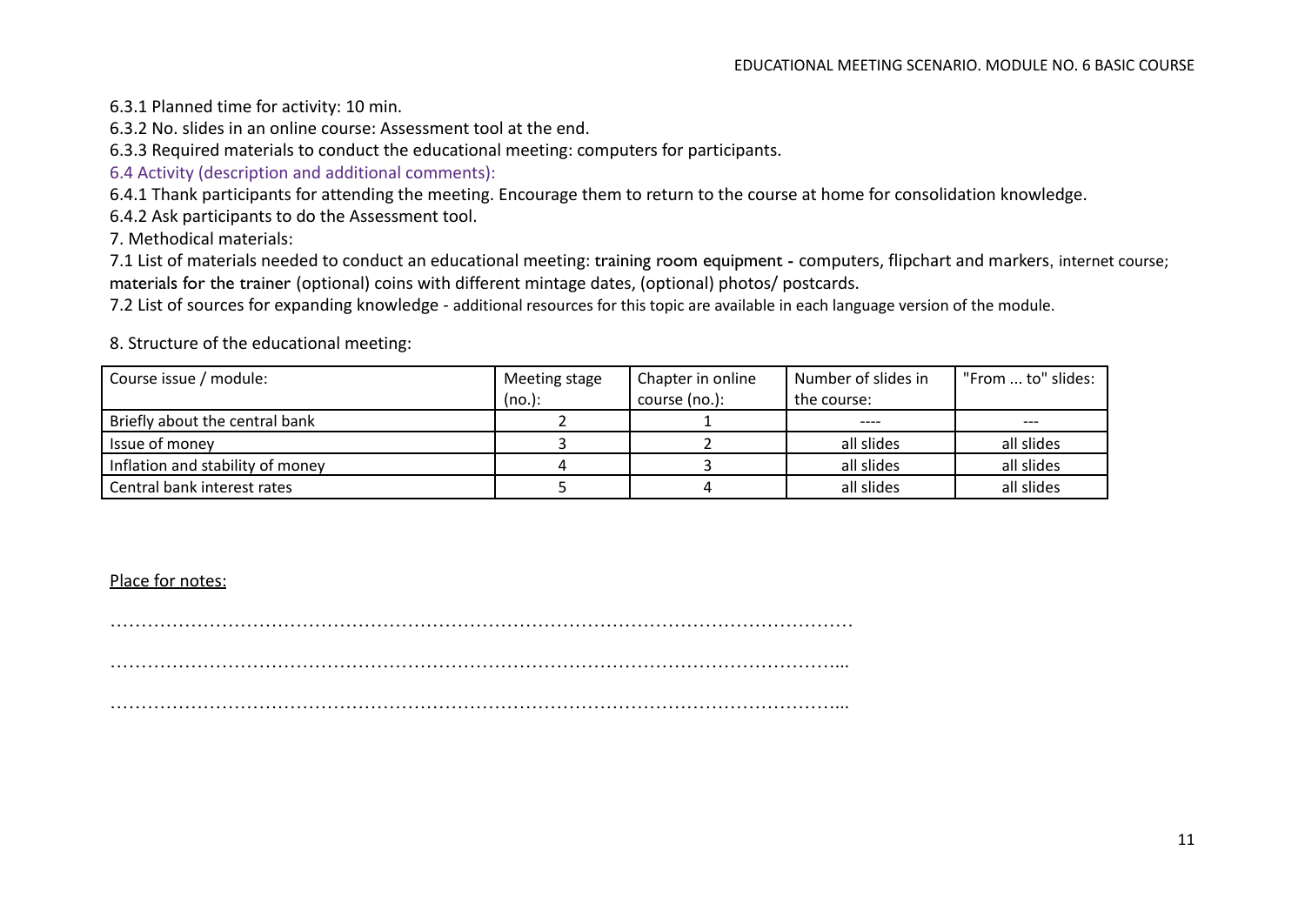6.3.1 Planned time for activity: 10 min.

6.3.2 No. slides in an online course: Assessment tool at the end.

6.3.3 Required materials to conduct the educational meeting: computers for participants.

6.4 Activity (description and additional comments):

6.4.1 Thank participants for attending the meeting. Encourage them to return to the course at home for consolidation knowledge.

6.4.2 Ask participants to do the Assessment tool.

7. Methodical materials:

7.1 List of materials needed to conduct an educational meeting: training room equipment - computers, flipchart and markers, internet course; materials for the trainer (optional) coins with different mintage dates, (optional) photos/ postcards.

7.2 List of sources for expanding knowledge - additional resources for this topic are available in each language version of the module.

8. Structure of the educational meeting:

| Course issue / module: | Meeting stage (no.): | Chapter in online course (no.): | Number of slides in the course: | "From ... to" slides: |
|---|---|---|---|---|
| Briefly about the central bank | 2 | 1 | ---- | --- |
| Issue of money | 3 | 2 | all slides | all slides |
| Inflation and stability of money | 4 | 3 | all slides | all slides |
| Central bank interest rates | 5 | 4 | all slides | all slides |

Place for notes:

……………………………………………………………………………………………………………

…………………………………………………………………………………………………………...

…………………………………………………………………………………………………………...